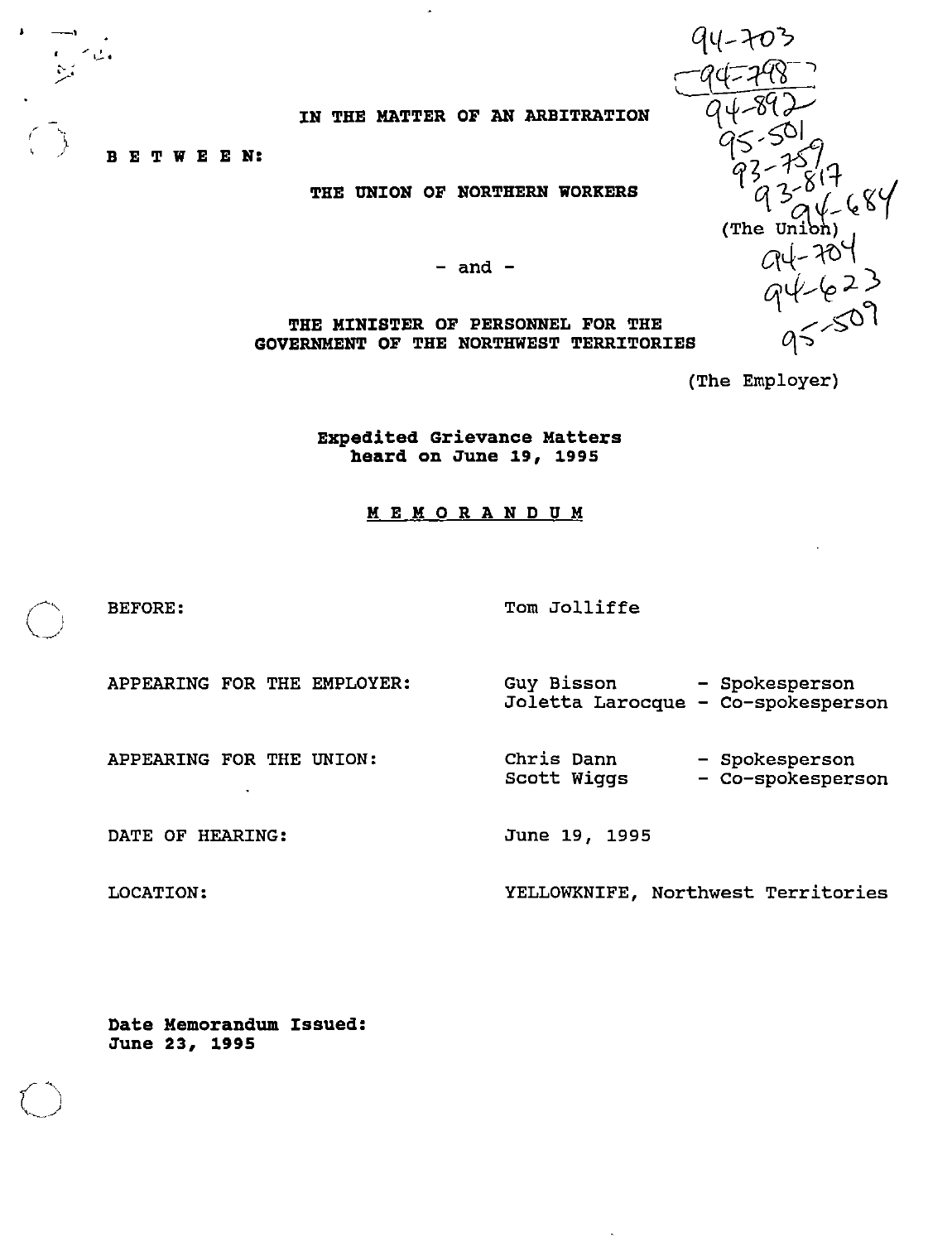94-703
94-798
94-892
95-501
93-759
93-817
94-684
94-704
94-623
95-509

**IN THE MATTER OF AN ARBITRATION**

**B E T W E E N:**

**THE UNION OF NORTHERN WORKERS**

(The Union)

**- and -**

**THE MINISTER OF PERSONNEL FOR THE GOVERNMENT OF THE NORTHWEST TERRITORIES**

(The Employer)

**Expedited Grievance Matters heard on June 19, 1995**

**MEMORANDUM**

BEFORE: Tom Jolliffe

APPEARING FOR THE EMPLOYER: Guy Bisson - Spokesperson
Joletta Larocque - Co-spokesperson

APPEARING FOR THE UNION: Chris Dann - Spokesperson
Scott Wiggs - Co-spokesperson

DATE OF HEARING: June 19, 1995

LOCATION: YELLOWKNIFE, Northwest Territories

**Date Memorandum Issued:**
**June 23, 1995**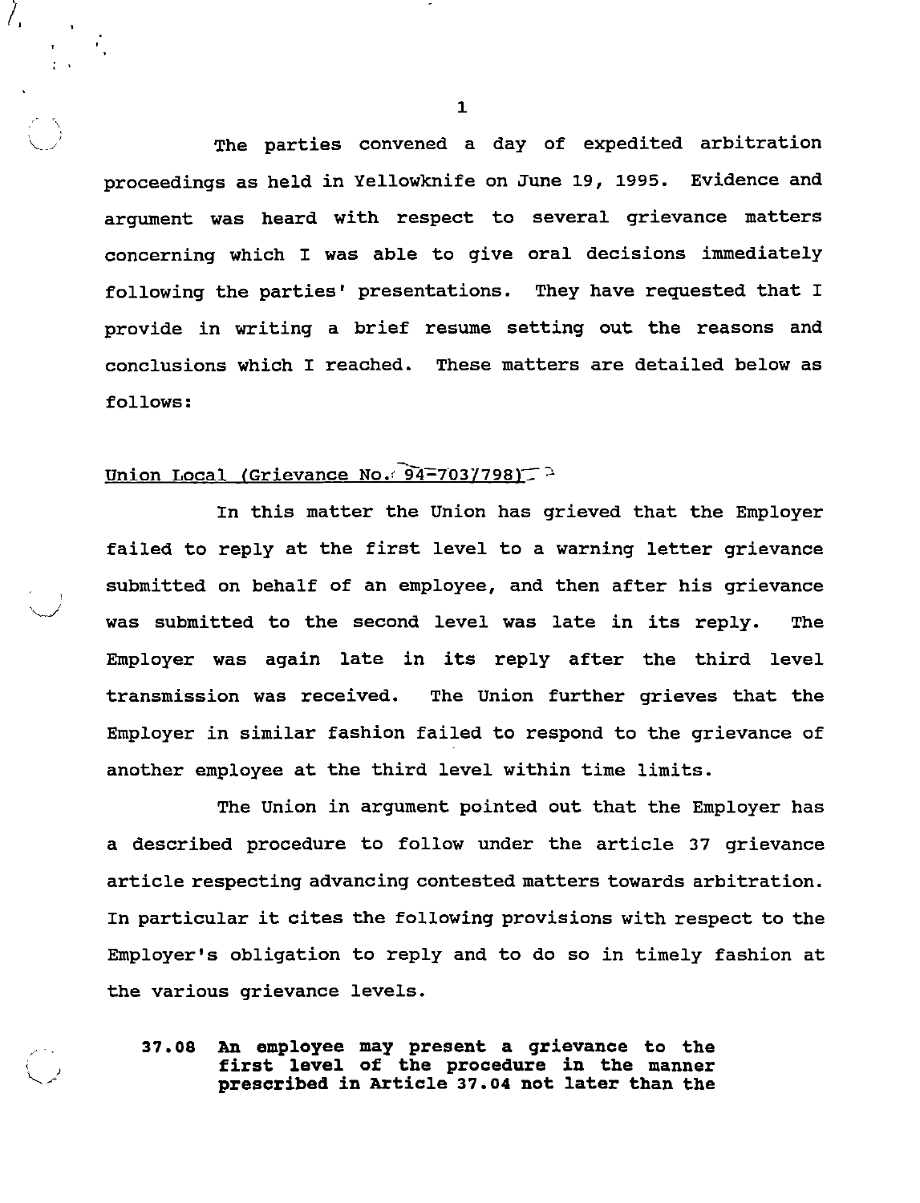The parties convened a day of expedited arbitration proceedings as held in Yellowknife on June 19, 1995. Evidence and argument was heard with respect to several grievance matters concerning which I was able to give oral decisions immediately following the parties' presentations. They have requested that I provide in writing a brief resume setting out the reasons and conclusions which I reached. These matters are detailed below as follows:

<u>Union Local (Grievance No. 94-703/798)</u>

In this matter the Union has grieved that the Employer failed to reply at the first level to a warning letter grievance submitted on behalf of an employee, and then after his grievance was submitted to the second level was late in its reply. The Employer was again late in its reply after the third level transmission was received. The Union further grieves that the Employer in similar fashion failed to respond to the grievance of another employee at the third level within time limits.

The Union in argument pointed out that the Employer has a described procedure to follow under the article 37 grievance article respecting advancing contested matters towards arbitration. In particular it cites the following provisions with respect to the Employer's obligation to reply and to do so in timely fashion at the various grievance levels.

> **37.08 An employee may present a grievance to the first level of the procedure in the manner prescribed in Article 37.04 not later than the**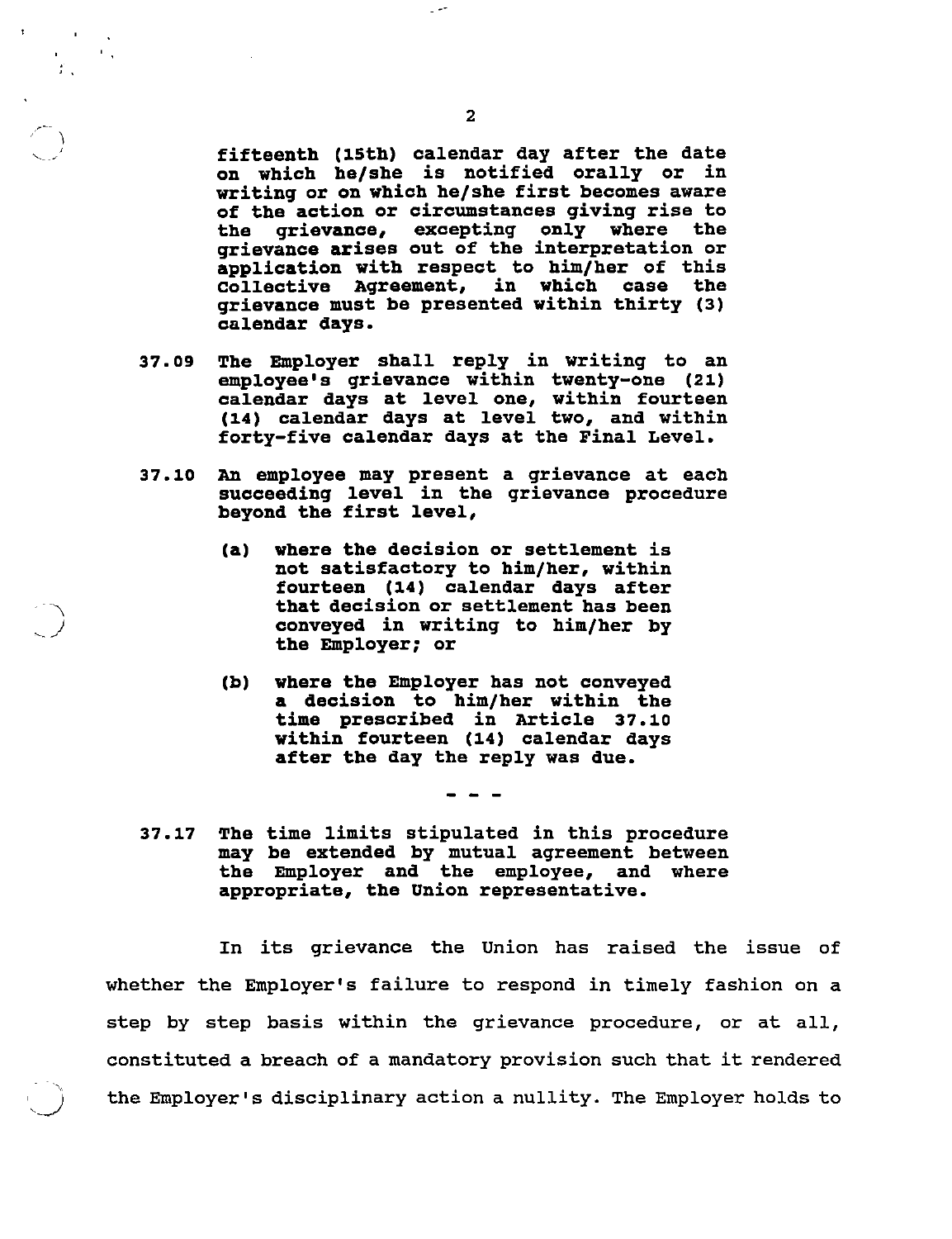fifteenth (15th) calendar day after the date on which he/she is notified orally or in writing or on which he/she first becomes aware of the action or circumstances giving rise to the grievance, excepting only where the grievance arises out of the interpretation or application with respect to him/her of this Collective Agreement, in which case the grievance must be presented within thirty (3) calendar days.

37.09 The Employer shall reply in writing to an employee's grievance within twenty-one (21) calendar days at level one, within fourteen (14) calendar days at level two, and within forty-five calendar days at the Final Level.

37.10 An employee may present a grievance at each succeeding level in the grievance procedure beyond the first level,

(a) where the decision or settlement is not satisfactory to him/her, within fourteen (14) calendar days after that decision or settlement has been conveyed in writing to him/her by the Employer; or

(b) where the Employer has not conveyed a decision to him/her within the time prescribed in Article 37.10 within fourteen (14) calendar days after the day the reply was due.

- - -

37.17 The time limits stipulated in this procedure may be extended by mutual agreement between the Employer and the employee, and where appropriate, the Union representative.

In its grievance the Union has raised the issue of whether the Employer's failure to respond in timely fashion on a step by step basis within the grievance procedure, or at all, constituted a breach of a mandatory provision such that it rendered the Employer's disciplinary action a nullity. The Employer holds to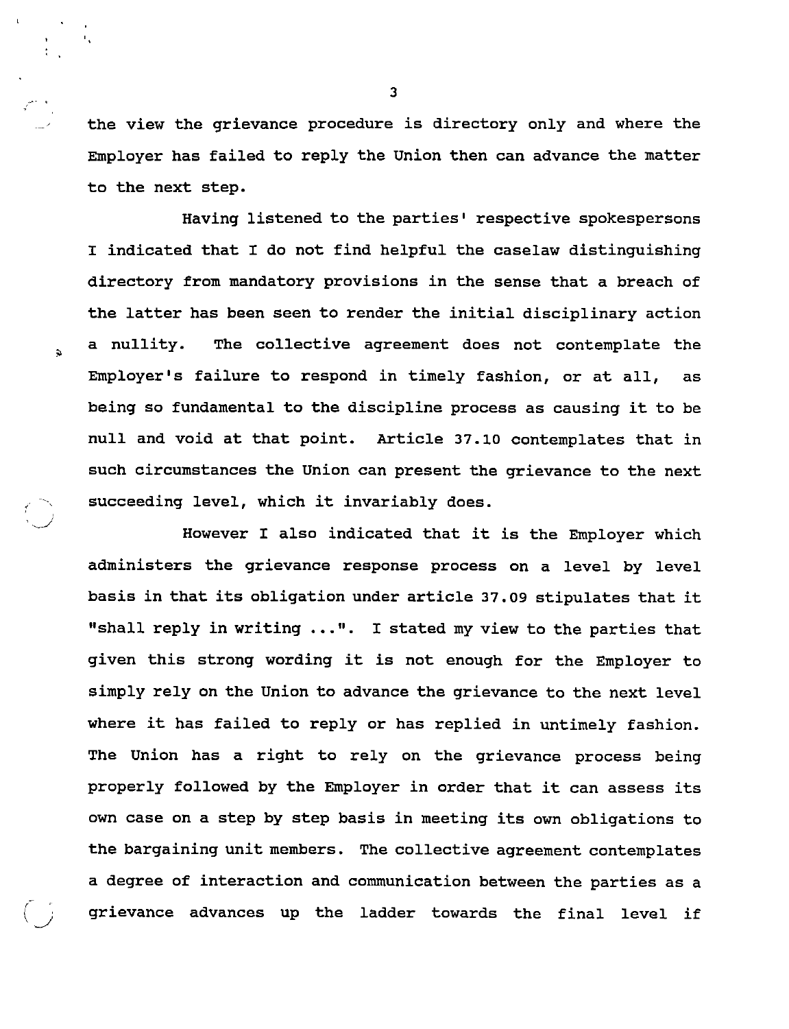the view the grievance procedure is directory only and where the Employer has failed to reply the Union then can advance the matter to the next step.

Having listened to the parties' respective spokespersons I indicated that I do not find helpful the caselaw distinguishing directory from mandatory provisions in the sense that a breach of the latter has been seen to render the initial disciplinary action a nullity. The collective agreement does not contemplate the Employer's failure to respond in timely fashion, or at all, as being so fundamental to the discipline process as causing it to be null and void at that point. Article 37.10 contemplates that in such circumstances the Union can present the grievance to the next succeeding level, which it invariably does.

However I also indicated that it is the Employer which administers the grievance response process on a level by level basis in that its obligation under article 37.09 stipulates that it "shall reply in writing ...". I stated my view to the parties that given this strong wording it is not enough for the Employer to simply rely on the Union to advance the grievance to the next level where it has failed to reply or has replied in untimely fashion. The Union has a right to rely on the grievance process being properly followed by the Employer in order that it can assess its own case on a step by step basis in meeting its own obligations to the bargaining unit members. The collective agreement contemplates a degree of interaction and communication between the parties as a grievance advances up the ladder towards the final level if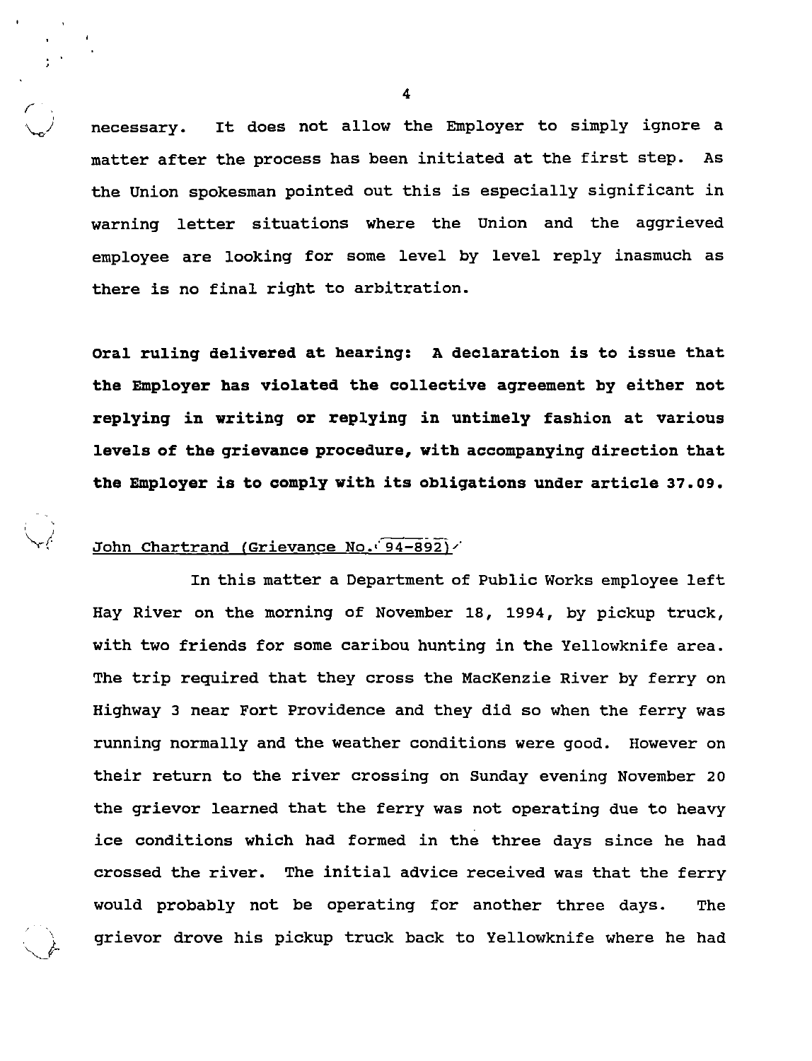necessary. It does not allow the Employer to simply ignore a matter after the process has been initiated at the first step. As the Union spokesman pointed out this is especially significant in warning letter situations where the Union and the aggrieved employee are looking for some level by level reply inasmuch as there is no final right to arbitration.

**Oral ruling delivered at hearing: A declaration is to issue that the Employer has violated the collective agreement by either not replying in writing or replying in untimely fashion at various levels of the grievance procedure, with accompanying direction that the Employer is to comply with its obligations under article 37.09.**

John Chartrand (Grievance No. 94-892)

In this matter a Department of Public Works employee left Hay River on the morning of November 18, 1994, by pickup truck, with two friends for some caribou hunting in the Yellowknife area. The trip required that they cross the MacKenzie River by ferry on Highway 3 near Fort Providence and they did so when the ferry was running normally and the weather conditions were good. However on their return to the river crossing on Sunday evening November 20 the grievor learned that the ferry was not operating due to heavy ice conditions which had formed in the three days since he had crossed the river. The initial advice received was that the ferry would probably not be operating for another three days. The grievor drove his pickup truck back to Yellowknife where he had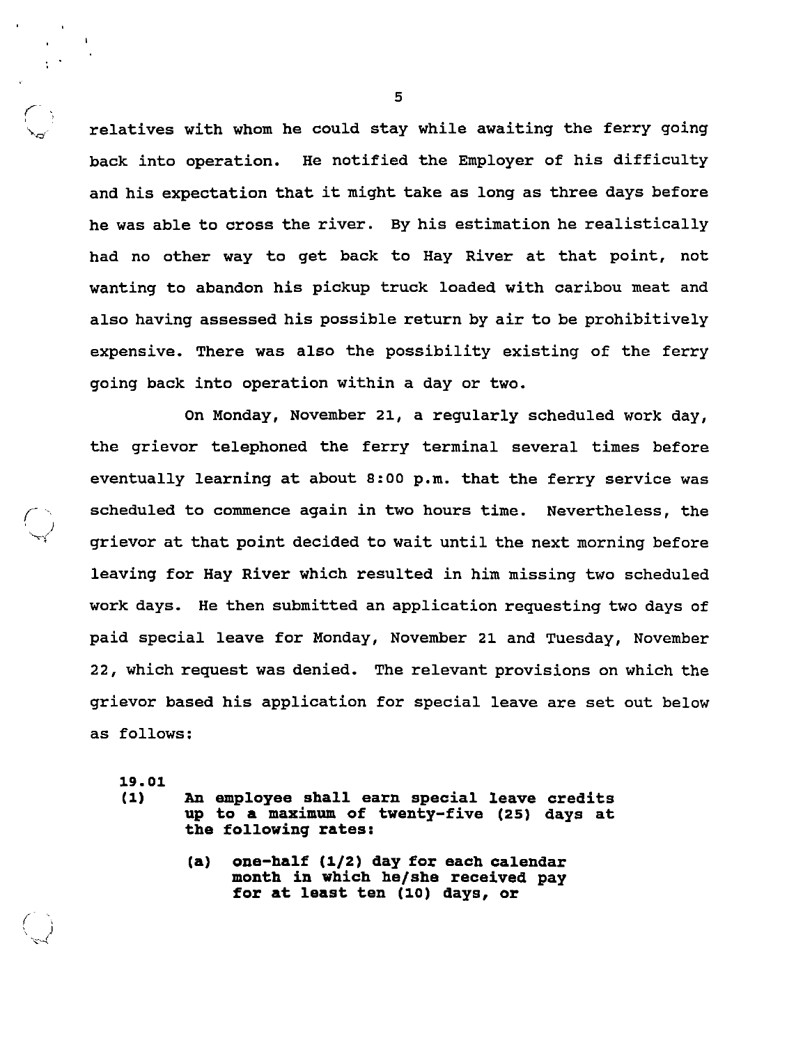relatives with whom he could stay while awaiting the ferry going back into operation. He notified the Employer of his difficulty and his expectation that it might take as long as three days before he was able to cross the river. By his estimation he realistically had no other way to get back to Hay River at that point, not wanting to abandon his pickup truck loaded with caribou meat and also having assessed his possible return by air to be prohibitively expensive. There was also the possibility existing of the ferry going back into operation within a day or two.

On Monday, November 21, a regularly scheduled work day, the grievor telephoned the ferry terminal several times before eventually learning at about 8:00 p.m. that the ferry service was scheduled to commence again in two hours time. Nevertheless, the grievor at that point decided to wait until the next morning before leaving for Hay River which resulted in him missing two scheduled work days. He then submitted an application requesting two days of paid special leave for Monday, November 21 and Tuesday, November 22, which request was denied. The relevant provisions on which the grievor based his application for special leave are set out below as follows:

**19.01**

**(1) An employee shall earn special leave credits up to a maximum of twenty-five (25) days at the following rates:**

> **(a) one-half (1/2) day for each calendar month in which he/she received pay for at least ten (10) days, or**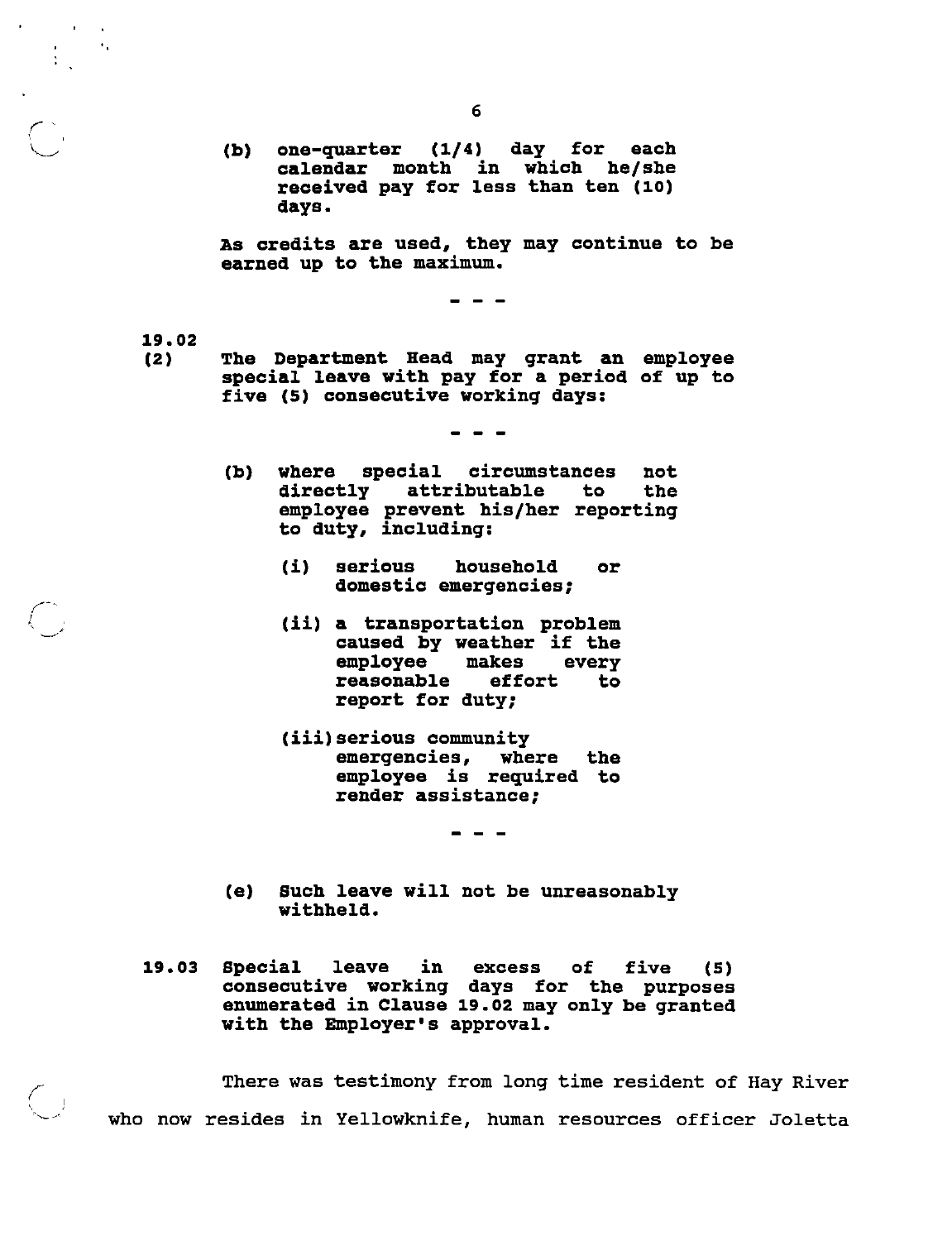(b) one-quarter (1/4) day for each calendar month in which he/she received pay for less than ten (10) days.

As credits are used, they may continue to be earned up to the maximum.

\- - -

19.02
(2) The Department Head may grant an employee special leave with pay for a period of up to five (5) consecutive working days:

\- - -

(b) where special circumstances not directly attributable to the employee prevent his/her reporting to duty, including:

(i) serious household or domestic emergencies;

(ii) a transportation problem caused by weather if the employee makes every reasonable effort to report for duty;

(iii) serious community emergencies, where the employee is required to render assistance;

\- - -

(e) Such leave will not be unreasonably withheld.

19.03 Special leave in excess of five (5) consecutive working days for the purposes enumerated in Clause 19.02 may only be granted with the Employer's approval.

There was testimony from long time resident of Hay River who now resides in Yellowknife, human resources officer Joletta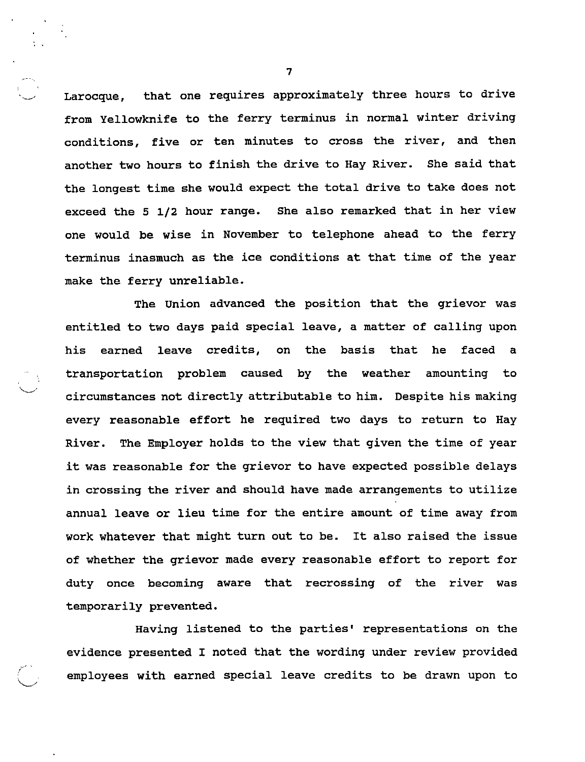Larocque, that one requires approximately three hours to drive from Yellowknife to the ferry terminus in normal winter driving conditions, five or ten minutes to cross the river, and then another two hours to finish the drive to Hay River. She said that the longest time she would expect the total drive to take does not exceed the 5 1/2 hour range. She also remarked that in her view one would be wise in November to telephone ahead to the ferry terminus inasmuch as the ice conditions at that time of the year make the ferry unreliable.

The Union advanced the position that the grievor was entitled to two days paid special leave, a matter of calling upon his earned leave credits, on the basis that he faced a transportation problem caused by the weather amounting to circumstances not directly attributable to him. Despite his making every reasonable effort he required two days to return to Hay River. The Employer holds to the view that given the time of year it was reasonable for the grievor to have expected possible delays in crossing the river and should have made arrangements to utilize annual leave or lieu time for the entire amount of time away from work whatever that might turn out to be. It also raised the issue of whether the grievor made every reasonable effort to report for duty once becoming aware that recrossing of the river was temporarily prevented.

Having listened to the parties' representations on the evidence presented I noted that the wording under review provided employees with earned special leave credits to be drawn upon to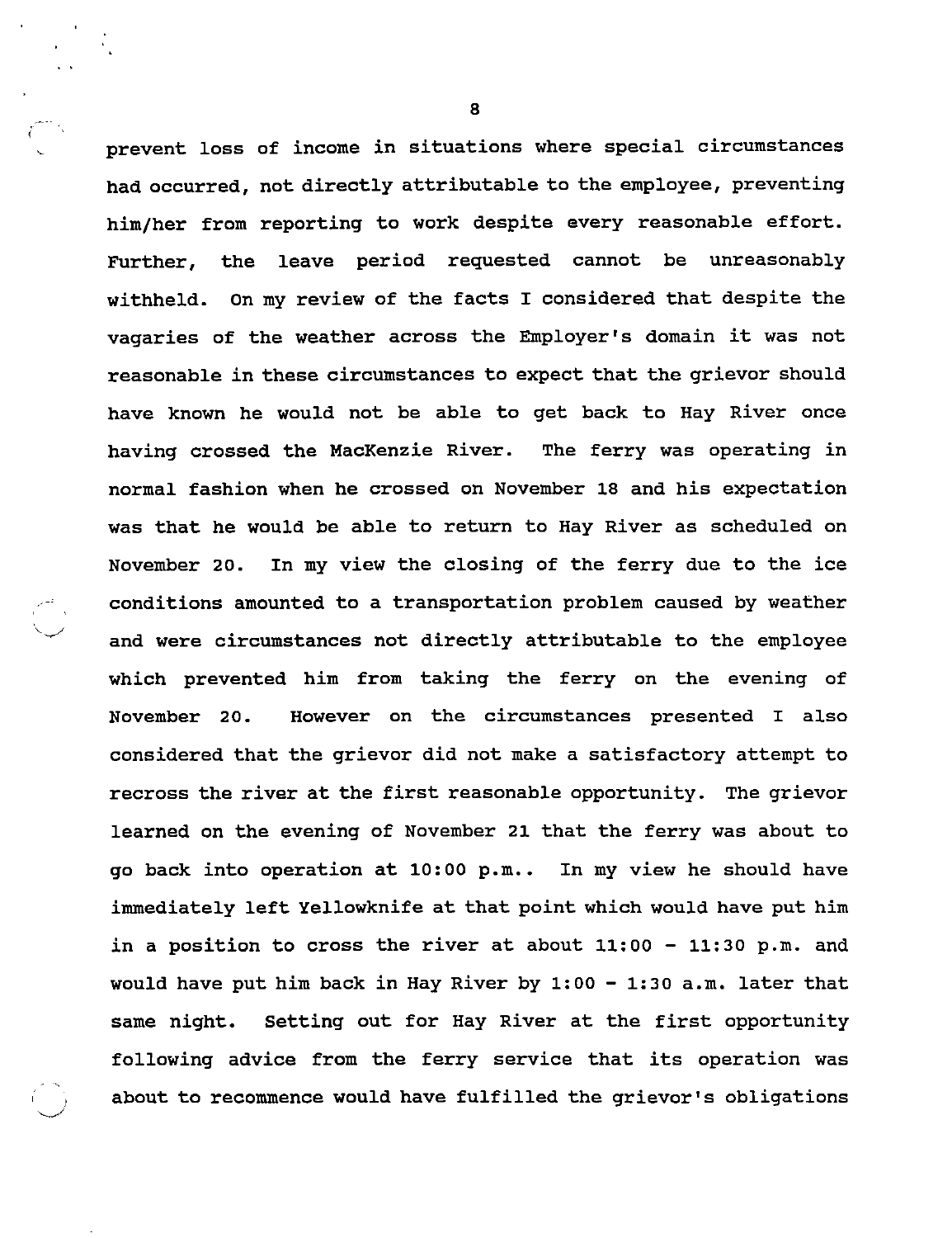prevent loss of income in situations where special circumstances had occurred, not directly attributable to the employee, preventing him/her from reporting to work despite every reasonable effort. Further, the leave period requested cannot be unreasonably withheld. On my review of the facts I considered that despite the vagaries of the weather across the Employer's domain it was not reasonable in these circumstances to expect that the grievor should have known he would not be able to get back to Hay River once having crossed the MacKenzie River. The ferry was operating in normal fashion when he crossed on November 18 and his expectation was that he would be able to return to Hay River as scheduled on November 20. In my view the closing of the ferry due to the ice conditions amounted to a transportation problem caused by weather and were circumstances not directly attributable to the employee which prevented him from taking the ferry on the evening of November 20. However on the circumstances presented I also considered that the grievor did not make a satisfactory attempt to recross the river at the first reasonable opportunity. The grievor learned on the evening of November 21 that the ferry was about to go back into operation at 10:00 p.m.. In my view he should have immediately left Yellowknife at that point which would have put him in a position to cross the river at about 11:00 - 11:30 p.m. and would have put him back in Hay River by 1:00 - 1:30 a.m. later that same night. Setting out for Hay River at the first opportunity following advice from the ferry service that its operation was about to recommence would have fulfilled the grievor's obligations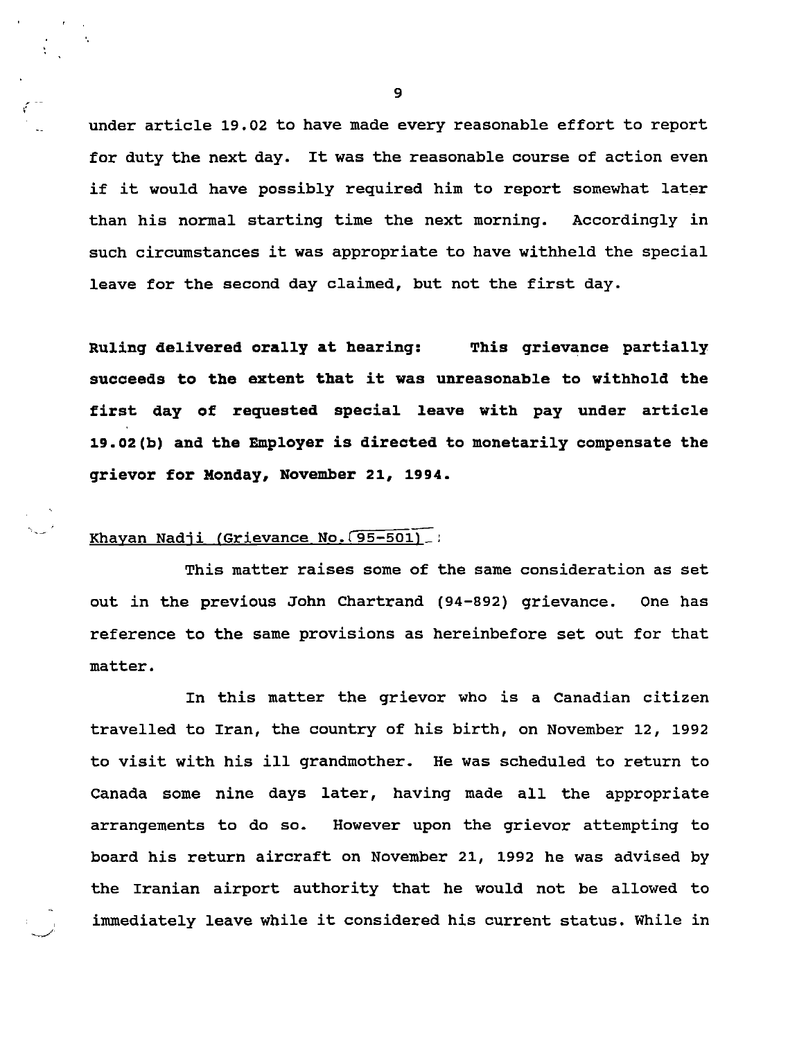under article 19.02 to have made every reasonable effort to report for duty the next day. It was the reasonable course of action even if it would have possibly required him to report somewhat later than his normal starting time the next morning. Accordingly in such circumstances it was appropriate to have withheld the special leave for the second day claimed, but not the first day.

**Ruling delivered orally at hearing: This grievance partially succeeds to the extent that it was unreasonable to withhold the first day of requested special leave with pay under article 19.02(b) and the Employer is directed to monetarily compensate the grievor for Monday, November 21, 1994.**

Khayan Nadji (Grievance No. 95-501):

This matter raises some of the same consideration as set out in the previous John Chartrand (94-892) grievance. One has reference to the same provisions as hereinbefore set out for that matter.

In this matter the grievor who is a Canadian citizen travelled to Iran, the country of his birth, on November 12, 1992 to visit with his ill grandmother. He was scheduled to return to Canada some nine days later, having made all the appropriate arrangements to do so. However upon the grievor attempting to board his return aircraft on November 21, 1992 he was advised by the Iranian airport authority that he would not be allowed to immediately leave while it considered his current status. While in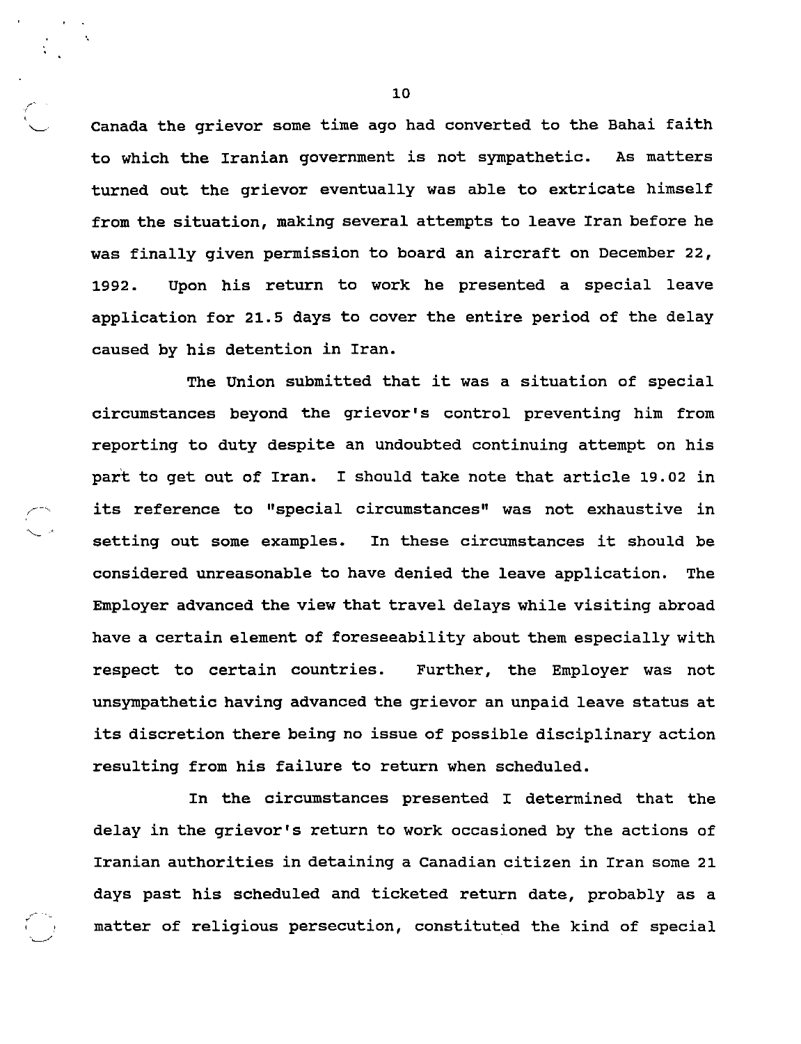Canada the grievor some time ago had converted to the Bahai faith to which the Iranian government is not sympathetic. As matters turned out the grievor eventually was able to extricate himself from the situation, making several attempts to leave Iran before he was finally given permission to board an aircraft on December 22, 1992. Upon his return to work he presented a special leave application for 21.5 days to cover the entire period of the delay caused by his detention in Iran.

The Union submitted that it was a situation of special circumstances beyond the grievor's control preventing him from reporting to duty despite an undoubted continuing attempt on his part to get out of Iran. I should take note that article 19.02 in its reference to "special circumstances" was not exhaustive in setting out some examples. In these circumstances it should be considered unreasonable to have denied the leave application. The Employer advanced the view that travel delays while visiting abroad have a certain element of foreseeability about them especially with respect to certain countries. Further, the Employer was not unsympathetic having advanced the grievor an unpaid leave status at its discretion there being no issue of possible disciplinary action resulting from his failure to return when scheduled.

In the circumstances presented I determined that the delay in the grievor's return to work occasioned by the actions of Iranian authorities in detaining a Canadian citizen in Iran some 21 days past his scheduled and ticketed return date, probably as a matter of religious persecution, constituted the kind of special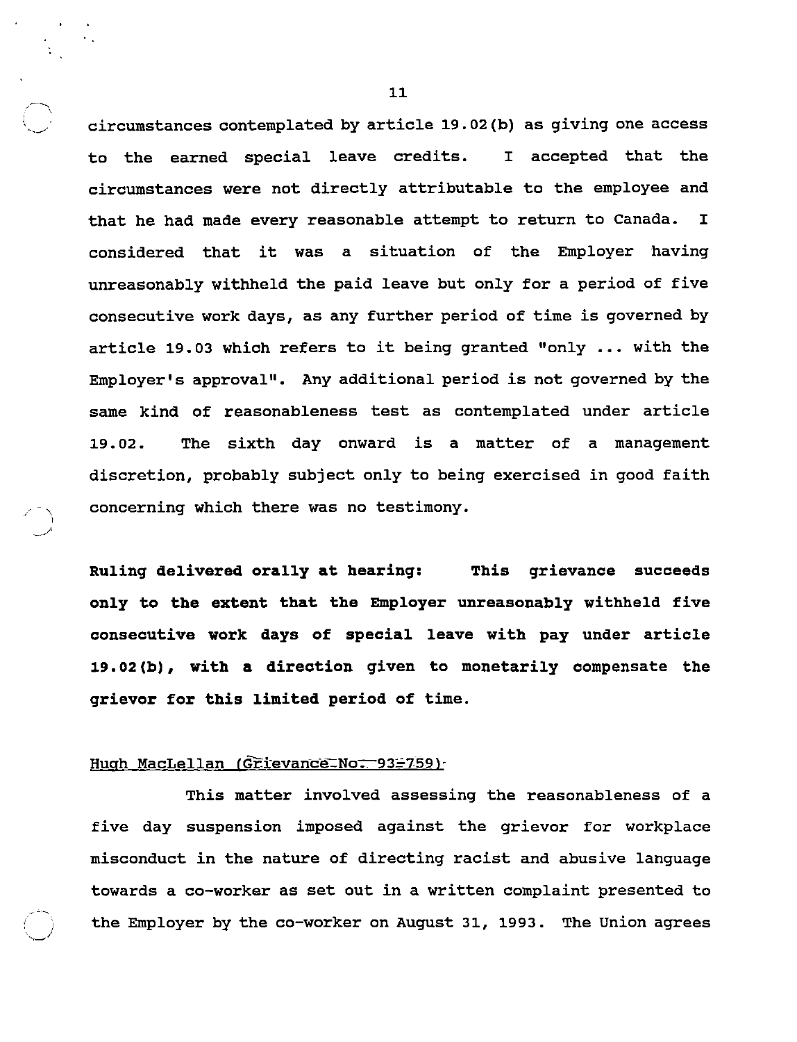circumstances contemplated by article 19.02(b) as giving one access to the earned special leave credits. I accepted that the circumstances were not directly attributable to the employee and that he had made every reasonable attempt to return to Canada. I considered that it was a situation of the Employer having unreasonably withheld the paid leave but only for a period of five consecutive work days, as any further period of time is governed by article 19.03 which refers to it being granted "only ... with the Employer's approval". Any additional period is not governed by the same kind of reasonableness test as contemplated under article 19.02. The sixth day onward is a matter of a management discretion, probably subject only to being exercised in good faith concerning which there was no testimony.

**Ruling delivered orally at hearing: This grievance succeeds only to the extent that the Employer unreasonably withheld five consecutive work days of special leave with pay under article 19.02(b), with a direction given to monetarily compensate the grievor for this limited period of time.**

Hugh MacLellan (Grievance No. 93-759)

This matter involved assessing the reasonableness of a five day suspension imposed against the grievor for workplace misconduct in the nature of directing racist and abusive language towards a co-worker as set out in a written complaint presented to the Employer by the co-worker on August 31, 1993. The Union agrees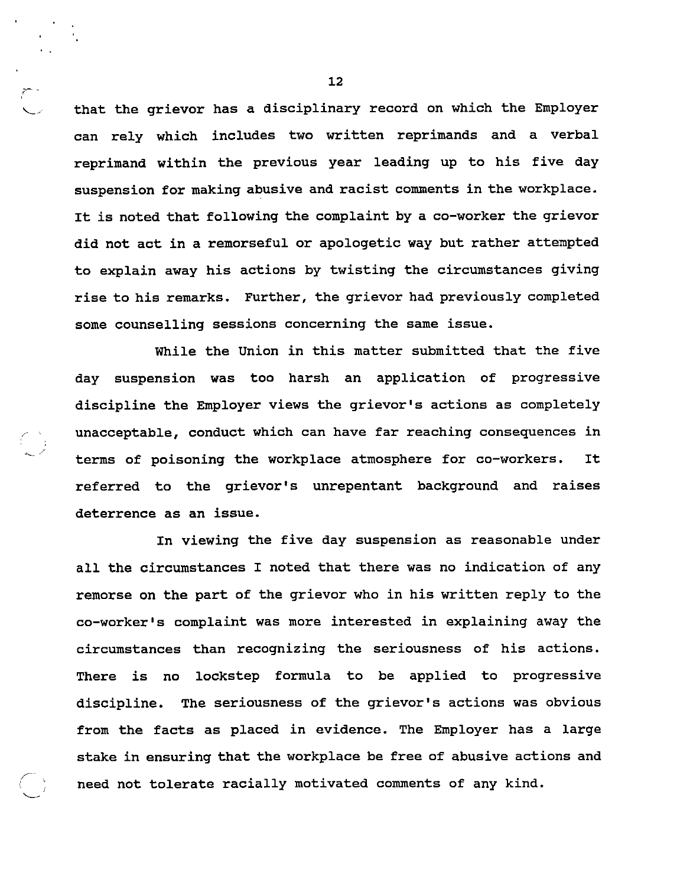that the grievor has a disciplinary record on which the Employer can rely which includes two written reprimands and a verbal reprimand within the previous year leading up to his five day suspension for making abusive and racist comments in the workplace. It is noted that following the complaint by a co-worker the grievor did not act in a remorseful or apologetic way but rather attempted to explain away his actions by twisting the circumstances giving rise to his remarks. Further, the grievor had previously completed some counselling sessions concerning the same issue.

While the Union in this matter submitted that the five day suspension was too harsh an application of progressive discipline the Employer views the grievor's actions as completely unacceptable, conduct which can have far reaching consequences in terms of poisoning the workplace atmosphere for co-workers. It referred to the grievor's unrepentant background and raises deterrence as an issue.

In viewing the five day suspension as reasonable under all the circumstances I noted that there was no indication of any remorse on the part of the grievor who in his written reply to the co-worker's complaint was more interested in explaining away the circumstances than recognizing the seriousness of his actions. There is no lockstep formula to be applied to progressive discipline. The seriousness of the grievor's actions was obvious from the facts as placed in evidence. The Employer has a large stake in ensuring that the workplace be free of abusive actions and need not tolerate racially motivated comments of any kind.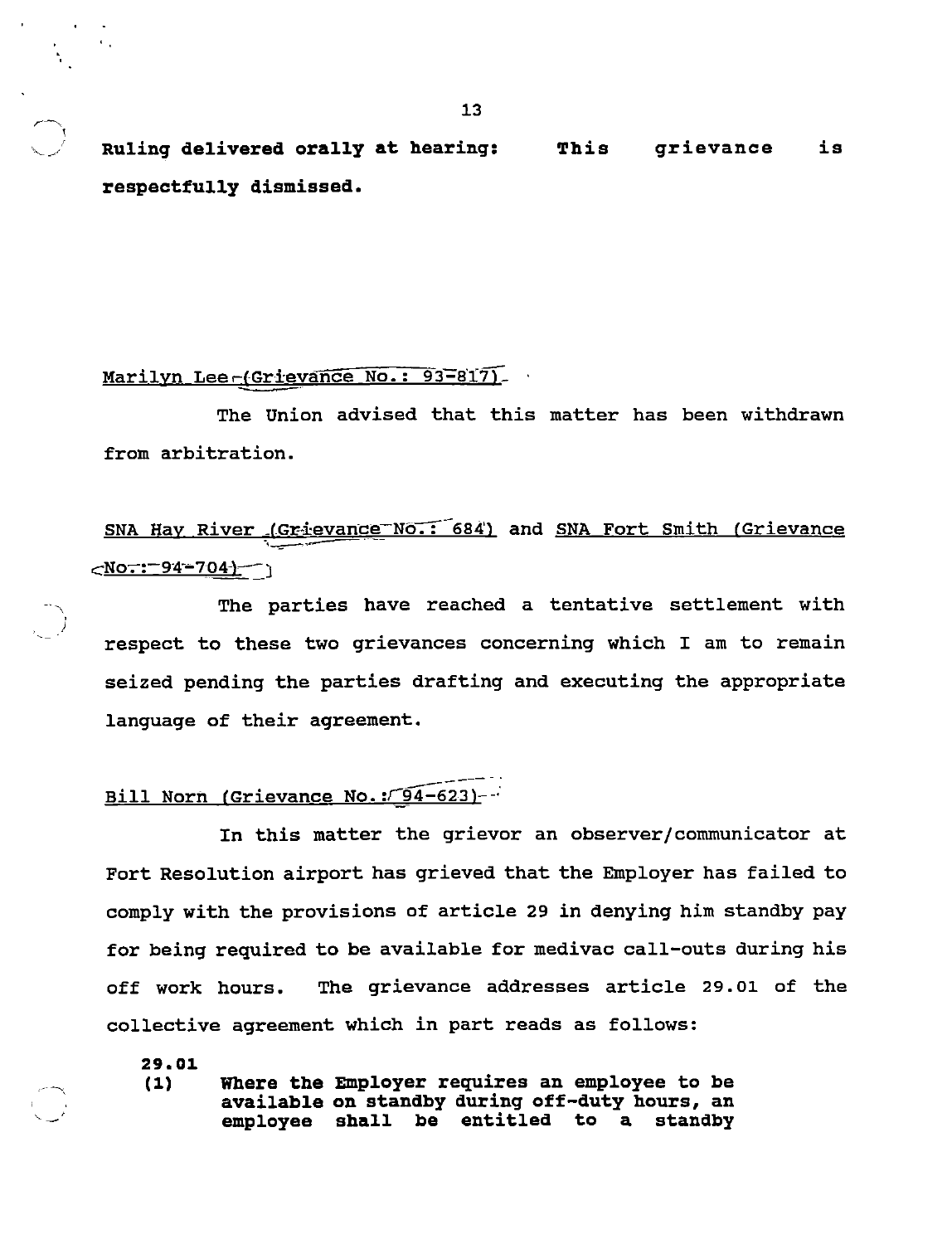**Ruling delivered orally at hearing:** **This grievance is respectfully dismissed.**

Marilyn Lee (Grievance No.: 93-817)

The Union advised that this matter has been withdrawn from arbitration.

SNA Hay River (Grievance No.: 684) and SNA Fort Smith (Grievance No.: 94-704)

The parties have reached a tentative settlement with respect to these two grievances concerning which I am to remain seized pending the parties drafting and executing the appropriate language of their agreement.

Bill Norn (Grievance No.: 94-623)

In this matter the grievor an observer/communicator at Fort Resolution airport has grieved that the Employer has failed to comply with the provisions of article 29 in denying him standby pay for being required to be available for medivac call-outs during his off work hours. The grievance addresses article 29.01 of the collective agreement which in part reads as follows:

> **29.01**
> **(1) Where the Employer requires an employee to be available on standby during off-duty hours, an employee shall be entitled to a standby**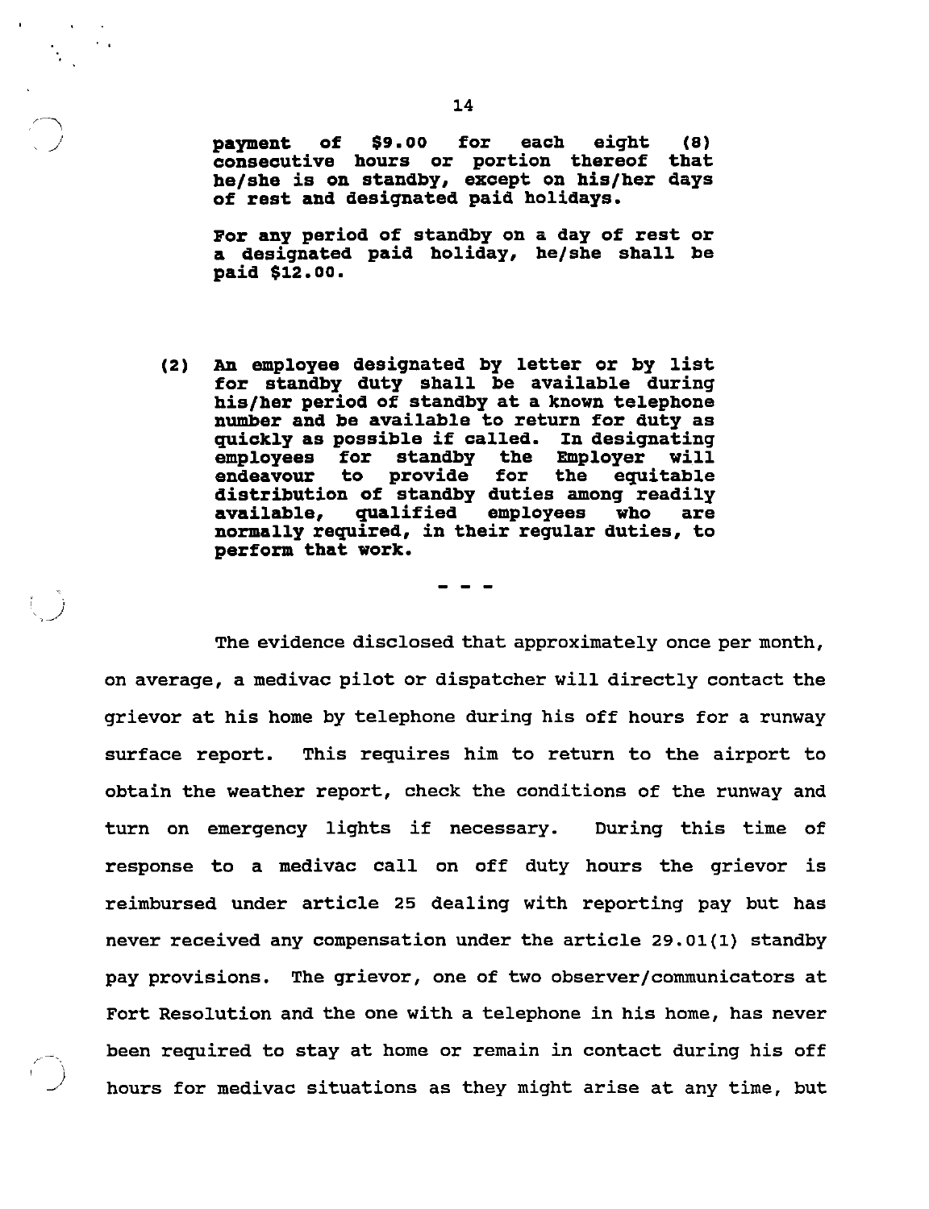**payment of $9.00 for each eight (8) consecutive hours or portion thereof that he/she is on standby, except on his/her days of rest and designated paid holidays.**

**For any period of standby on a day of rest or a designated paid holiday, he/she shall be paid $12.00.**

**(2) An employee designated by letter or by list for standby duty shall be available during his/her period of standby at a known telephone number and be available to return for duty as quickly as possible if called. In designating employees for standby the Employer will endeavour to provide for the equitable distribution of standby duties among readily available, qualified employees who are normally required, in their regular duties, to perform that work.**

\- - -

The evidence disclosed that approximately once per month, on average, a medivac pilot or dispatcher will directly contact the grievor at his home by telephone during his off hours for a runway surface report. This requires him to return to the airport to obtain the weather report, check the conditions of the runway and turn on emergency lights if necessary. During this time of response to a medivac call on off duty hours the grievor is reimbursed under article 25 dealing with reporting pay but has never received any compensation under the article 29.01(1) standby pay provisions. The grievor, one of two observer/communicators at Fort Resolution and the one with a telephone in his home, has never been required to stay at home or remain in contact during his off hours for medivac situations as they might arise at any time, but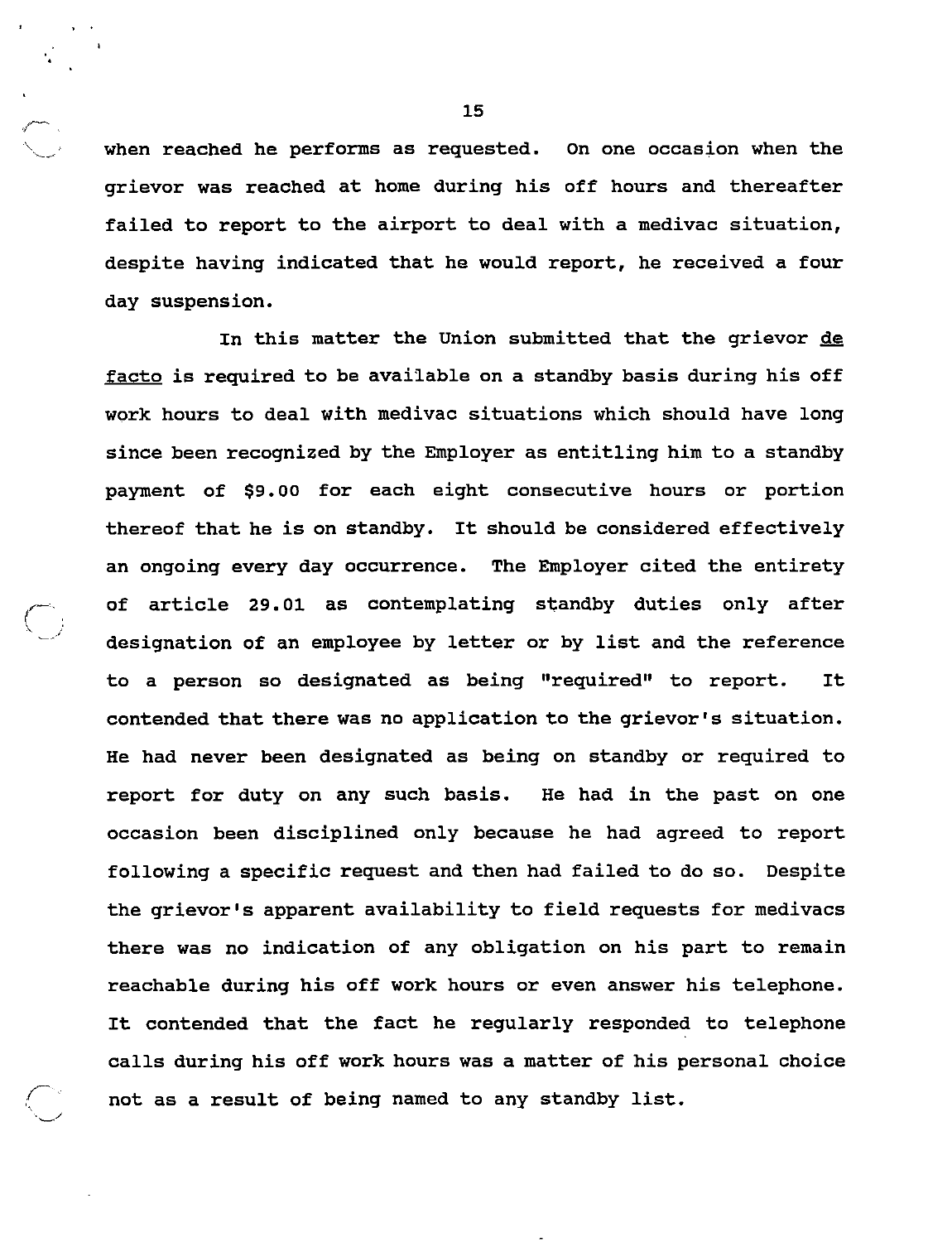when reached he performs as requested. On one occasion when the grievor was reached at home during his off hours and thereafter failed to report to the airport to deal with a medivac situation, despite having indicated that he would report, he received a four day suspension.

In this matter the Union submitted that the grievor _de facto_ is required to be available on a standby basis during his off work hours to deal with medivac situations which should have long since been recognized by the Employer as entitling him to a standby payment of $9.00 for each eight consecutive hours or portion thereof that he is on standby. It should be considered effectively an ongoing every day occurrence. The Employer cited the entirety of article 29.01 as contemplating standby duties only after designation of an employee by letter or by list and the reference to a person so designated as being "required" to report. It contended that there was no application to the grievor's situation. He had never been designated as being on standby or required to report for duty on any such basis. He had in the past on one occasion been disciplined only because he had agreed to report following a specific request and then had failed to do so. Despite the grievor's apparent availability to field requests for medivacs there was no indication of any obligation on his part to remain reachable during his off work hours or even answer his telephone. It contended that the fact he regularly responded to telephone calls during his off work hours was a matter of his personal choice not as a result of being named to any standby list.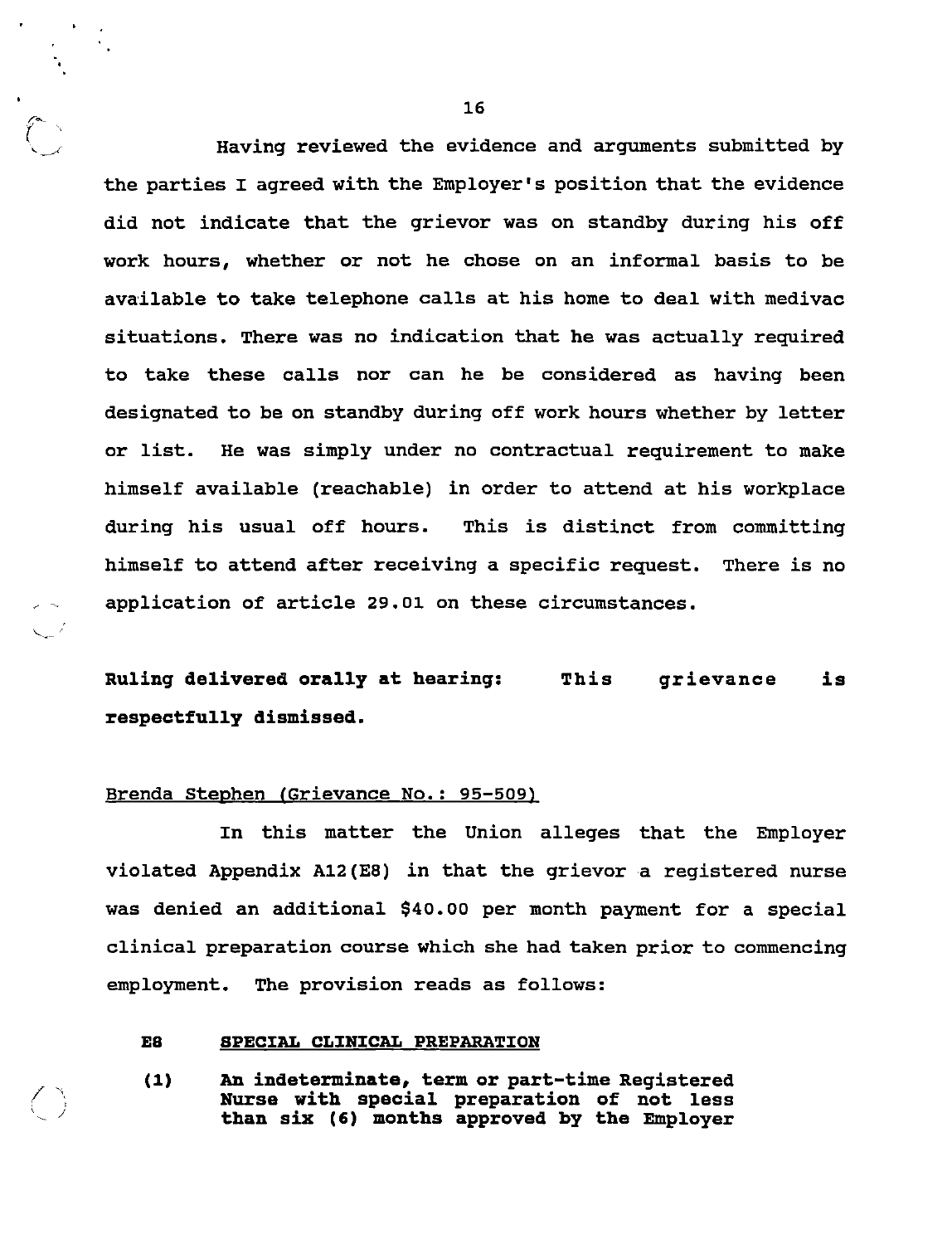Having reviewed the evidence and arguments submitted by the parties I agreed with the Employer's position that the evidence did not indicate that the grievor was on standby during his off work hours, whether or not he chose on an informal basis to be available to take telephone calls at his home to deal with medivac situations. There was no indication that he was actually required to take these calls nor can he be considered as having been designated to be on standby during off work hours whether by letter or list. He was simply under no contractual requirement to make himself available (reachable) in order to attend at his workplace during his usual off hours. This is distinct from committing himself to attend after receiving a specific request. There is no application of article 29.01 on these circumstances.

**Ruling delivered orally at hearing: This grievance is respectfully dismissed.**

Brenda Stephen (Grievance No.: 95-509)

In this matter the Union alleges that the Employer violated Appendix A12(E8) in that the grievor a registered nurse was denied an additional $40.00 per month payment for a special clinical preparation course which she had taken prior to commencing employment. The provision reads as follows:

> **E8 SPECIAL CLINICAL PREPARATION**
>
> **(1) An indeterminate, term or part-time Registered Nurse with special preparation of not less than six (6) months approved by the Employer**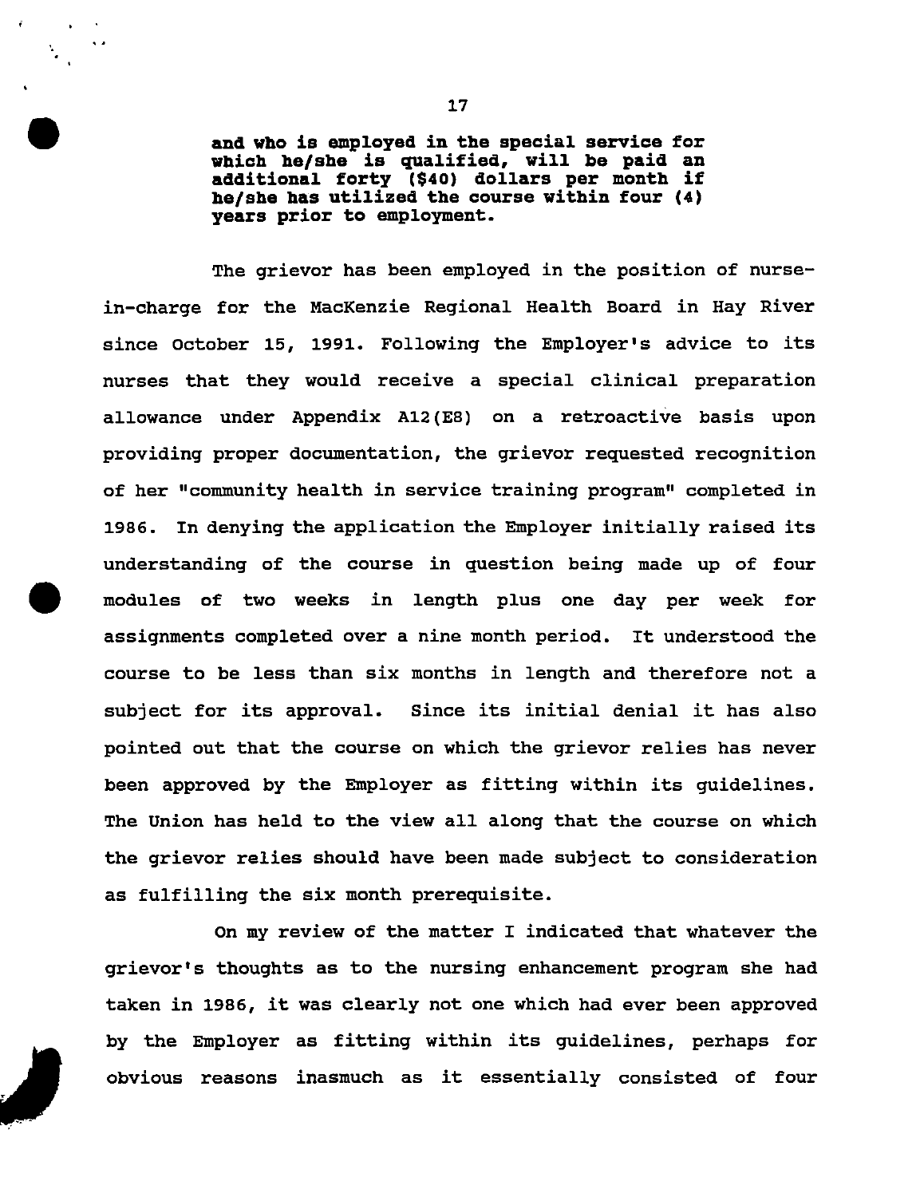**and who is employed in the special service for which he/she is qualified, will be paid an additional forty ($40) dollars per month if he/she has utilized the course within four (4) years prior to employment.**

The grievor has been employed in the position of nurse-in-charge for the MacKenzie Regional Health Board in Hay River since October 15, 1991. Following the Employer's advice to its nurses that they would receive a special clinical preparation allowance under Appendix A12(E8) on a retroactive basis upon providing proper documentation, the grievor requested recognition of her "community health in service training program" completed in 1986. In denying the application the Employer initially raised its understanding of the course in question being made up of four modules of two weeks in length plus one day per week for assignments completed over a nine month period. It understood the course to be less than six months in length and therefore not a subject for its approval. Since its initial denial it has also pointed out that the course on which the grievor relies has never been approved by the Employer as fitting within its guidelines. The Union has held to the view all along that the course on which the grievor relies should have been made subject to consideration as fulfilling the six month prerequisite.

On my review of the matter I indicated that whatever the grievor's thoughts as to the nursing enhancement program she had taken in 1986, it was clearly not one which had ever been approved by the Employer as fitting within its guidelines, perhaps for obvious reasons inasmuch as it essentially consisted of four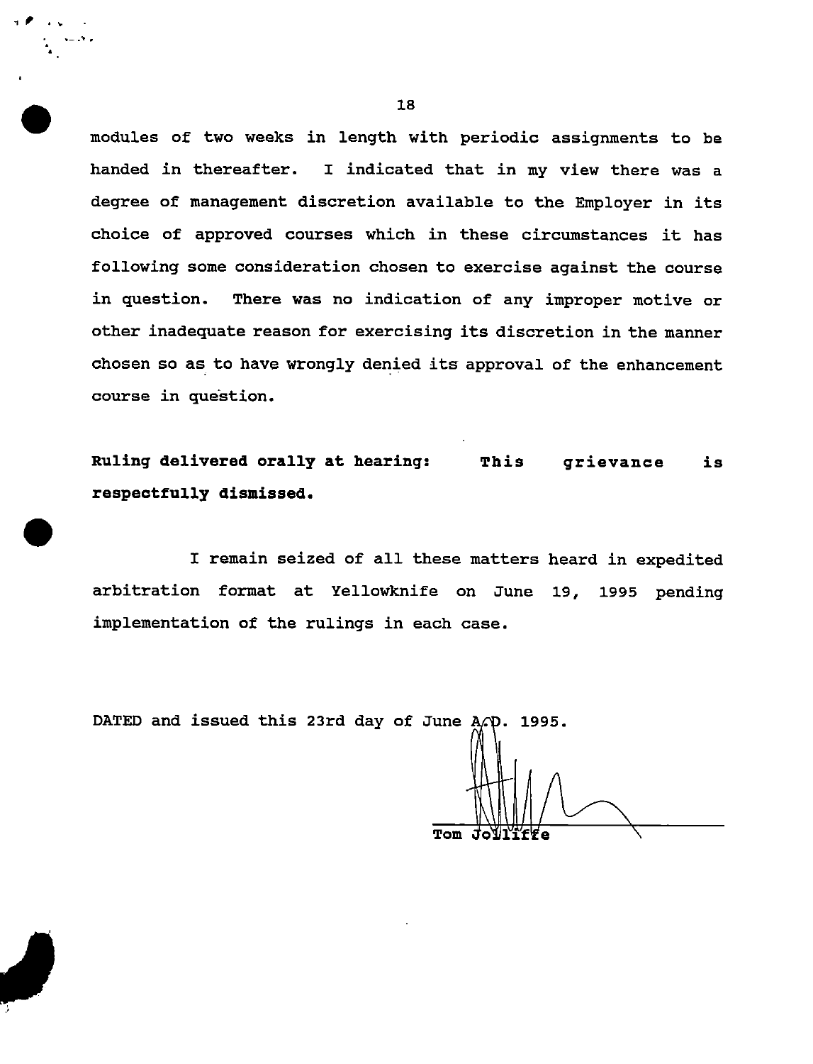modules of two weeks in length with periodic assignments to be handed in thereafter. I indicated that in my view there was a degree of management discretion available to the Employer in its choice of approved courses which in these circumstances it has following some consideration chosen to exercise against the course in question. There was no indication of any improper motive or other inadequate reason for exercising its discretion in the manner chosen so as to have wrongly denied its approval of the enhancement course in question.

**Ruling delivered orally at hearing: This grievance is respectfully dismissed.**

I remain seized of all these matters heard in expedited arbitration format at Yellowknife on June 19, 1995 pending implementation of the rulings in each case.

DATED and issued this 23rd day of June A.D. 1995.

Tom Jolliffe